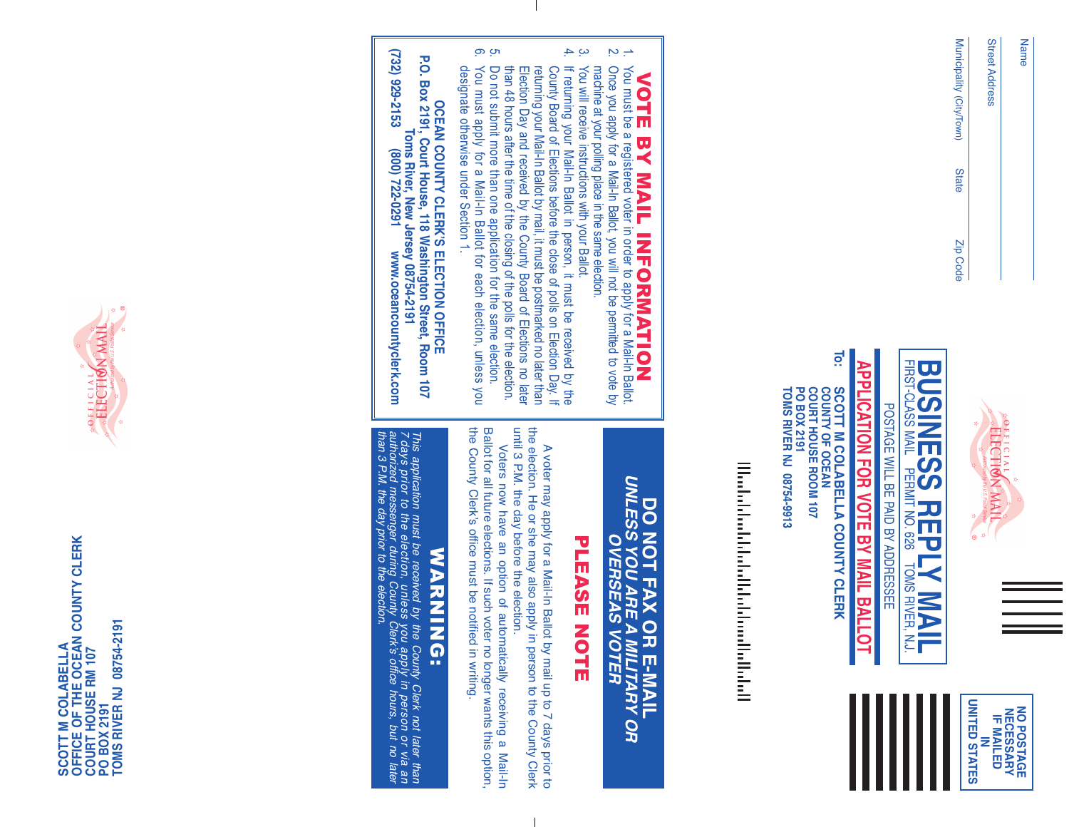Name

Street Address

Municipality (City/Town) State Zip Code

# BUSINESS REPLY MAIL

FIRST-CLASS MAIL PERMIT NO. 626 TOMS RIVER, N.J.

POSTAGE WILL BE PAID BY ADDRESSEE

NO POSTAGE NECESSARY IF MAILED IN UNITED STATES

## APPLICATION FOR VOTE BY MAIL BALLOT

To: SCOTT M COLABELLA COUNTY CLERK
COUNTY OF OCEAN
COURT HOUSE ROOM 107
PO BOX 2191
TOMS RIVER NJ 08754-9913

## VOTE BY MAIL INFORMATION

1. You must be a registered voter in order to apply for a Mail-In Ballot.
2. Once you apply for a Mail-In Ballot, you will not be permitted to vote by machine at your polling place in the same election.
3. You will receive instructions with your Ballot.
4. If returning your Mail-In Ballot in person, it must be received by the County Board of Elections before the close of polls on Election Day. If returning your Mail-In Ballot by mail, it must be postmarked no later than Election Day and received by the County Board of Elections no later than 48 hours after the time of the closing of the polls for the election.
5. Do not submit more than one application for the same election.
6. You must apply for a Mail-In Ballot for each election, unless you designate otherwise under Section 1.

**OCEAN COUNTY CLERK'S ELECTION OFFICE**
**P.O. Box 2191, Court House, 118 Washington Street, Room 107**
**Toms River, New Jersey 08754-2191**
**(732) 929-2153 (800) 722-0291 www.oceancountyclerk.com**

## DO NOT FAX OR E-MAIL
***UNLESS YOU ARE A MILITARY OR OVERSEAS VOTER***

## PLEASE NOTE

A voter may apply for a Mail-In Ballot by mail up to 7 days prior to the election. He or she may also apply in person to the County Clerk until 3 P.M. the day before the election.

Voters now have an option of automatically receiving a Mail-In Ballot for all future elections. If such voter no longer wants this option, the County Clerk's office must be notified in writing.

## WARNING:

*This application must be received by the County Clerk not later than 7 days prior to the election, unless you apply in person or via an authorized messenger during County Clerk's office hours, but no later than 3 P.M. the day prior to the election.*

SCOTT M COLABELLA
OFFICE OF THE OCEAN COUNTY CLERK
COURT HOUSE RM 107
PO BOX 2191
TOMS RIVER NJ 08754-2191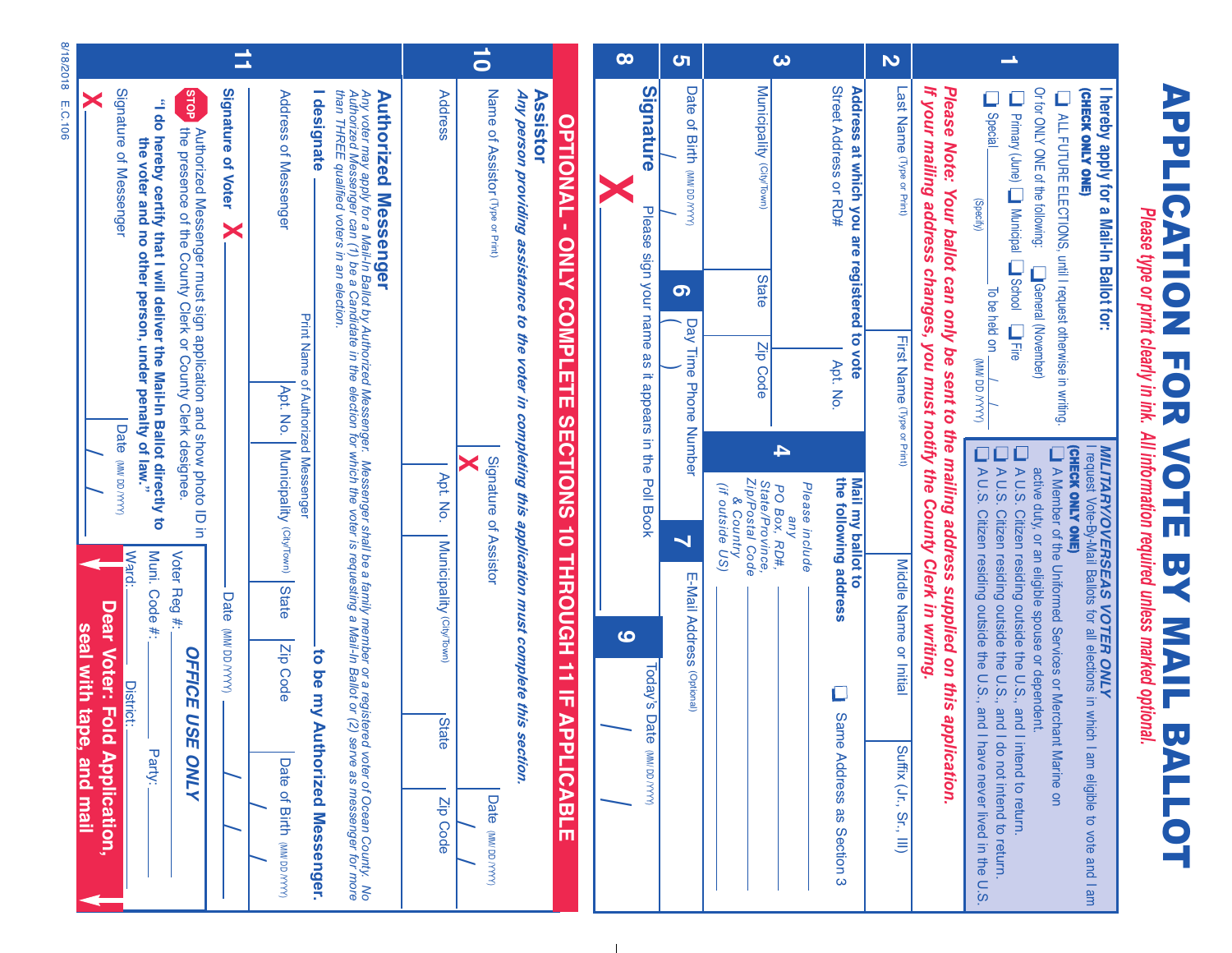# APPLICATION FOR VOTE BY MAIL BALLOT

*Please type or print clearly in ink. All information required unless marked optional.*

**1**

**I hereby apply for a Mail-In Ballot for:**
**(CHECK ONLY ONE)**

- ❑ ALL FUTURE ELECTIONS, until I request otherwise in writing.

Or for ONLY ONE of the following: ❑ General (November)

- ❑ Primary (June) ❑ Municipal ❑ School ❑ Fire
- ❑ Special ________ (Specify) To be held on ___/___/___ (MM DD YYYY)

***MILITARY/OVERSEAS VOTER ONLY***

I request Vote-By-Mail Ballots for all elections in which I am eligible to vote and I am
**(CHECK ONLY ONE)**

- ❑ A Member of the Uniformed Services or Merchant Marine on active duty, or an eligible spouse or dependent.
- ❑ A U.S. Citizen residing outside the U.S., and I intend to return.
- ❑ A U.S. Citizen residing outside the U.S., and I do not intend to return.
- ❑ A U.S. Citizen residing outside the U.S., and I have never lived in the U.S.

***Please Note: Your ballot can only be sent to the mailing address supplied on this application. If your mailing address changes, you must notify the County Clerk in writing.***

**2**

| Last Name (Type or Print) | First Name (Type or Print) | Middle Name or Initial | Suffix (Jr., Sr., III) |
|---|---|---|---|
| | | | |

**3**

**Address at which you are registered to vote**

| Street Address or RD# | Apt. No. |
|---|---|
| | |

| Municipality (City/Town) | State | Zip Code |
|---|---|---|
| | | |

**4**

**Mail my ballot to the following address** ❑ Same Address as Section 3

*Please include any PO Box, RD#, State/Province, Zip/Postal Code & Country (if outside US)*

**5** Date of Birth (MM DD YYYY) ___/___/___

**6** Day Time Phone Number ( )

**7** E-Mail Address (Optional)

**8** **Signature** Please sign your name as it appears in the Poll Book

X ________________

**9** Today's Date (MM DD YYYY) ___/___/___

## OPTIONAL - ONLY COMPLETE SECTIONS 10 THROUGH 11 IF APPLICABLE

**10**

### Assistor

***Any person providing assistance to the voter in completing this application must complete this section.***

| Name of Assistor (Type or Print) | Signature of Assistor | Date (MM DD YYYY) |
|---|---|---|
| | X | ___/___/___ |

| Address | Apt. No. | Municipality (City/Town) | State | Zip Code |
|---|---|---|---|---|
| | | | | |

**11**

### Authorized Messenger

*Any voter may apply for a Mail-In Ballot by Authorized Messenger. Messenger shall be a family member or a registered voter of Ocean County. No Authorized Messenger can (1) be a Candidate in the election for which the voter is requesting a Mail-In Ballot or (2) serve as messenger for more than THREE qualified voters in an election.*

**I designate** ________________ **to be my Authorized Messenger.**
Print Name of Authorized Messenger

| Address of Messenger | Apt. No. | Municipality (City/Town) | State | Zip Code | Date of Birth (MM DD YYYY) |
|---|---|---|---|---|---|
| | | | | | ___/___/___ |

**Signature of Voter** X ________________ Date (MM DD YYYY) ___/___/___

STOP Authorized Messenger must sign application and show photo ID in the presence of the County Clerk or County Clerk designee.

**"I do hereby certify that I will deliver the Mail-In Ballot directly to the voter and no other person, under penalty of law."**

Signature of Messenger

X ________________ Date (MM DD YYYY) ___/___/___

***OFFICE USE ONLY***

Voter Reg #: ________

Muni. Code #: ________ Party: ________

Ward: ________ District: ________

**Dear Voter: Fold Application, seal with tape, and mail**

8/18/2018 E.C.106